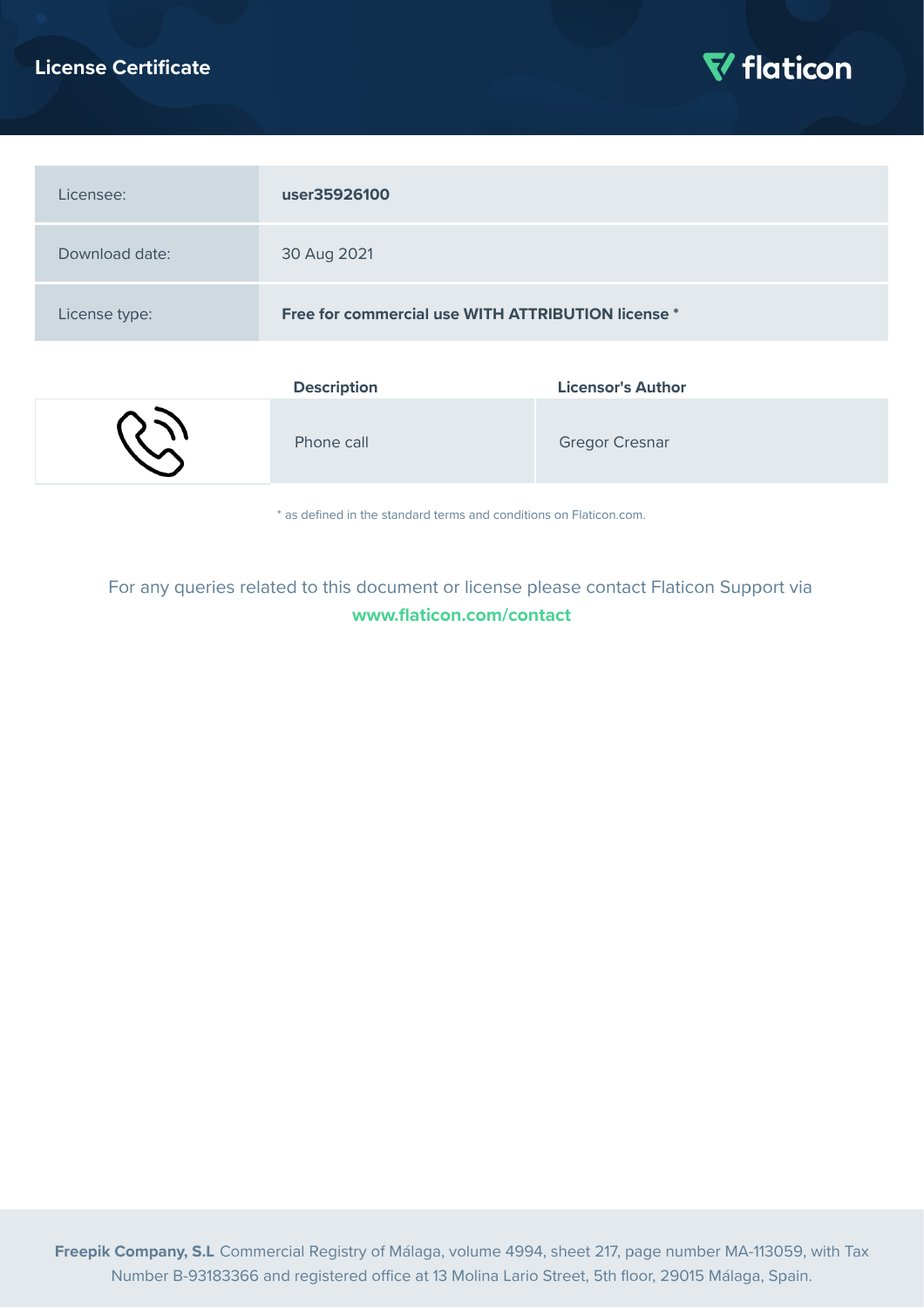# License Certificate

flaticon

| Licensee: | **user35926100** |
|---|---|
| Download date: | 30 Aug 2021 |
| License type: | **Free for commercial use WITH ATTRIBUTION license** * |

| | Description | Licensor's Author |
|---|---|---|
| | Phone call | Gregor Cresnar |

* as defined in the standard terms and conditions on Flaticon.com.

For any queries related to this document or license please contact Flaticon Support via **www.flaticon.com/contact**

**Freepik Company, S.L** Commercial Registry of Málaga, volume 4994, sheet 217, page number MA-113059, with Tax Number B-93183366 and registered office at 13 Molina Lario Street, 5th floor, 29015 Málaga, Spain.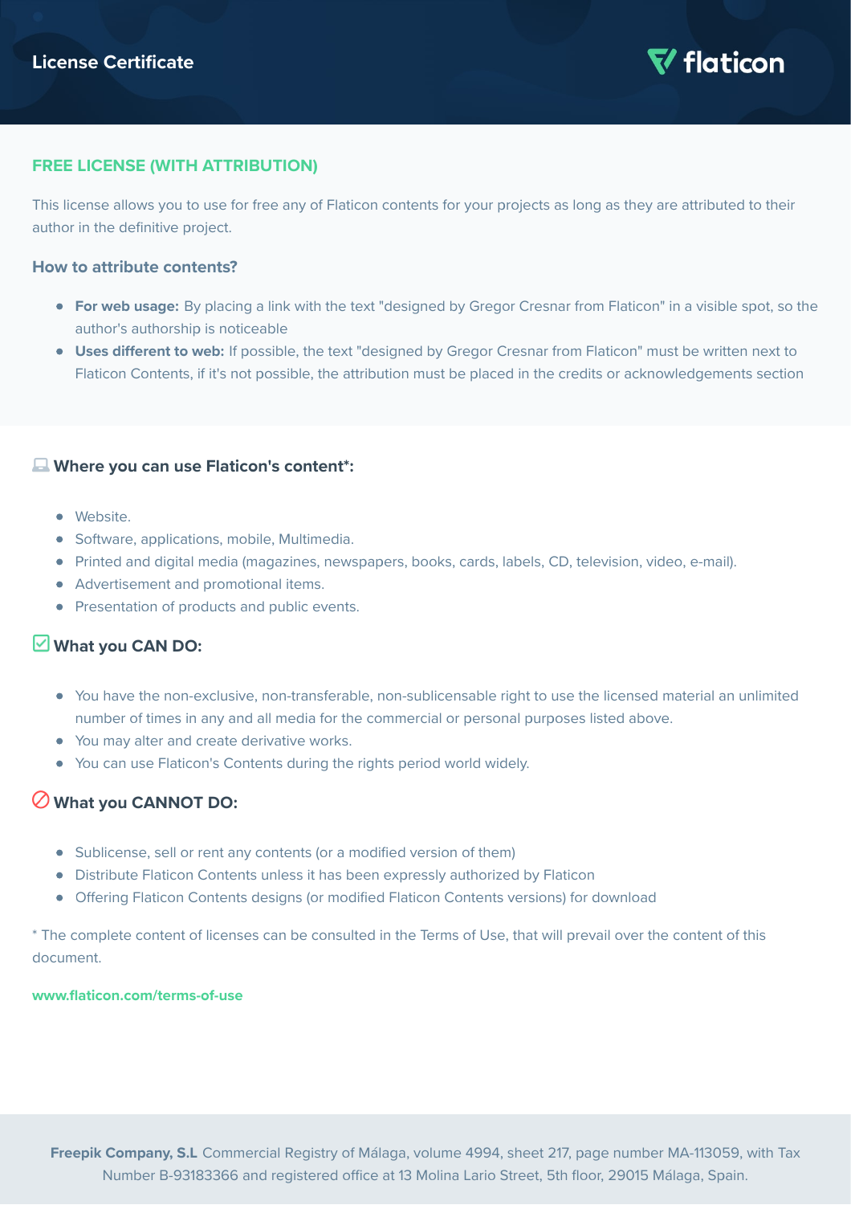License Certificate

flaticon

## FREE LICENSE (WITH ATTRIBUTION)

This license allows you to use for free any of Flaticon contents for your projects as long as they are attributed to their author in the definitive project.

### How to attribute contents?

- **For web usage:** By placing a link with the text "designed by Gregor Cresnar from Flaticon" in a visible spot, so the author's authorship is noticeable
- **Uses different to web:** If possible, the text "designed by Gregor Cresnar from Flaticon" must be written next to Flaticon Contents, if it's not possible, the attribution must be placed in the credits or acknowledgements section

### Where you can use Flaticon's content*:

- Website.
- Software, applications, mobile, Multimedia.
- Printed and digital media (magazines, newspapers, books, cards, labels, CD, television, video, e-mail).
- Advertisement and promotional items.
- Presentation of products and public events.

### What you CAN DO:

- You have the non-exclusive, non-transferable, non-sublicensable right to use the licensed material an unlimited number of times in any and all media for the commercial or personal purposes listed above.
- You may alter and create derivative works.
- You can use Flaticon's Contents during the rights period world widely.

### What you CANNOT DO:

- Sublicense, sell or rent any contents (or a modified version of them)
- Distribute Flaticon Contents unless it has been expressly authorized by Flaticon
- Offering Flaticon Contents designs (or modified Flaticon Contents versions) for download

* The complete content of licenses can be consulted in the Terms of Use, that will prevail over the content of this document.

www.flaticon.com/terms-of-use

**Freepik Company, S.L** Commercial Registry of Málaga, volume 4994, sheet 217, page number MA-113059, with Tax Number B-93183366 and registered office at 13 Molina Lario Street, 5th floor, 29015 Málaga, Spain.